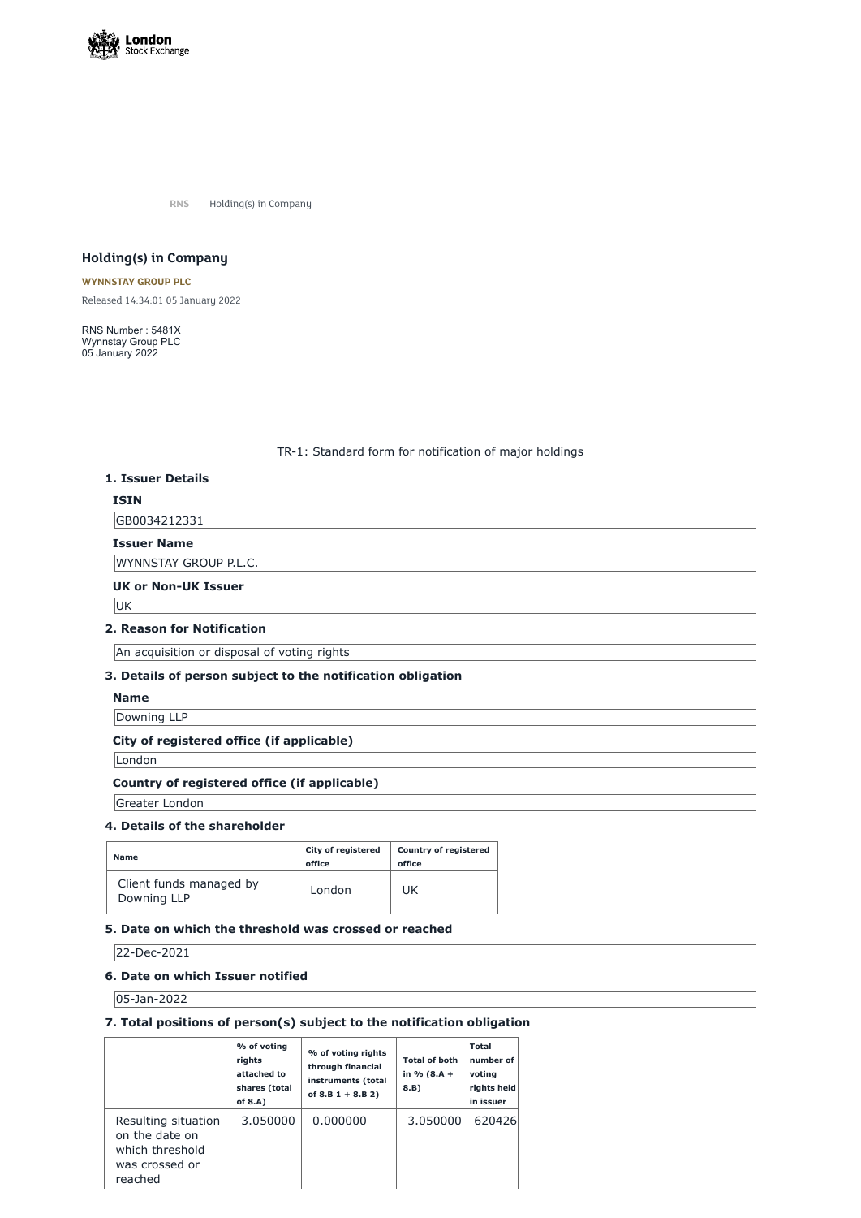RNS Holding(s) in Company

## Holding(s) in Company

**WYNNSTAY GROUP PLC**

Released 14:34:01 05 January 2022

RNS Number : 5481X
Wynnstay Group PLC
05 January 2022

TR-1: Standard form for notification of major holdings

### 1. Issuer Details

**ISIN**

GB0034212331

**Issuer Name**

WYNNSTAY GROUP P.L.C.

**UK or Non-UK Issuer**

UK

### 2. Reason for Notification

An acquisition or disposal of voting rights

### 3. Details of person subject to the notification obligation

**Name**

Downing LLP

**City of registered office (if applicable)**

London

**Country of registered office (if applicable)**

Greater London

### 4. Details of the shareholder

| Name | City of registered office | Country of registered office |
|---|---|---|
| Client funds managed by Downing LLP | London | UK |

### 5. Date on which the threshold was crossed or reached

22-Dec-2021

### 6. Date on which Issuer notified

05-Jan-2022

### 7. Total positions of person(s) subject to the notification obligation

| | % of voting rights attached to shares (total of 8.A) | % of voting rights through financial instruments (total of 8.B 1 + 8.B 2) | Total of both in % (8.A + 8.B) | Total number of voting rights held in issuer |
|---|---|---|---|---|
| Resulting situation on the date on which threshold was crossed or reached | 3.050000 | 0.000000 | 3.050000 | 620426 |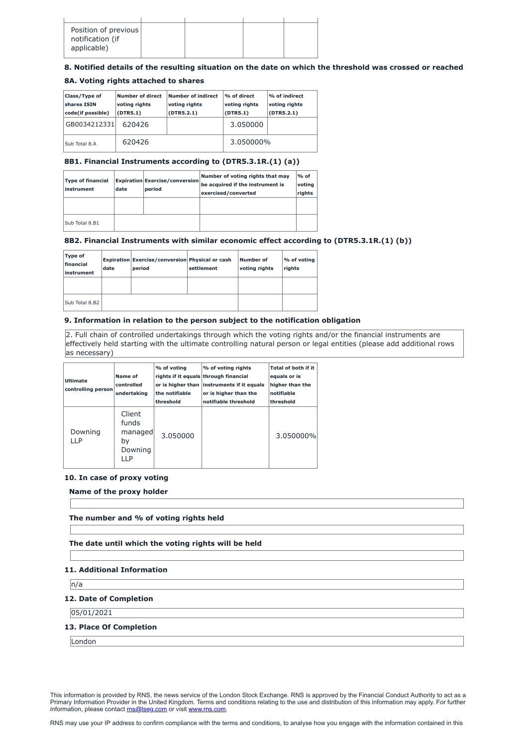| Position of previous notification (if applicable) | | | | |
|---|---|---|---|---|

### 8. Notified details of the resulting situation on the date on which the threshold was crossed or reached

### 8A. Voting rights attached to shares

| Class/Type of shares ISIN code(if possible) | Number of direct voting rights (DTR5.1) | Number of indirect voting rights (DTR5.2.1) | % of direct voting rights (DTR5.1) | % of indirect voting rights (DTR5.2.1) |
|---|---|---|---|---|
| GB0034212331 | 620426 | | 3.050000 | |
| Sub Total 8.A | 620426 | | 3.050000% | |

### 8B1. Financial Instruments according to (DTR5.3.1R.(1) (a))

| Type of financial instrument | Expiration date | Exercise/conversion period | Number of voting rights that may be acquired if the instrument is exercised/converted | % of voting rights |
|---|---|---|---|---|
| | | | | |
| Sub Total 8.B1 | | | | |

### 8B2. Financial Instruments with similar economic effect according to (DTR5.3.1R.(1) (b))

| Type of financial instrument | Expiration date | Exercise/conversion period | Physical or cash settlement | Number of voting rights | % of voting rights |
|---|---|---|---|---|---|
| | | | | | |
| Sub Total 8.B2 | | | | | |

### 9. Information in relation to the person subject to the notification obligation

2. Full chain of controlled undertakings through which the voting rights and/or the financial instruments are effectively held starting with the ultimate controlling natural person or legal entities (please add additional rows as necessary)

| Ultimate controlling person | Name of controlled undertaking | % of voting rights if it equals or is higher than the notifiable threshold | % of voting rights through financial instruments if it equals or is higher than the notifiable threshold | Total of both if it equals or is higher than the notifiable threshold |
|---|---|---|---|---|
| Downing LLP | Client funds managed by Downing LLP | 3.050000 | | 3.050000% |

### 10. In case of proxy voting

**Name of the proxy holder**

**The number and % of voting rights held**

**The date until which the voting rights will be held**

### 11. Additional Information

n/a

### 12. Date of Completion

05/01/2021

### 13. Place Of Completion

London

This information is provided by RNS, the news service of the London Stock Exchange. RNS is approved by the Financial Conduct Authority to act as a Primary Information Provider in the United Kingdom. Terms and conditions relating to the use and distribution of this information may apply. For further information, please contact rns@lseg.com or visit www.rns.com.

RNS may use your IP address to confirm compliance with the terms and conditions, to analyse how you engage with the information contained in this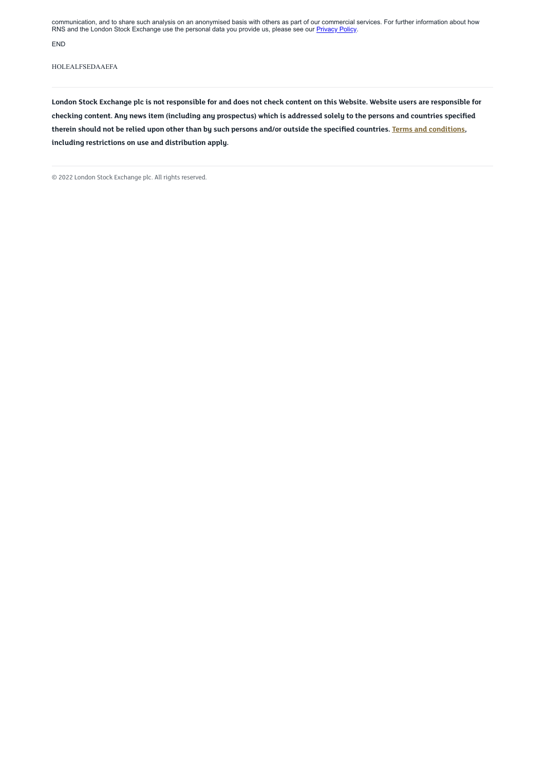communication, and to share such analysis on an anonymised basis with others as part of our commercial services. For further information about how RNS and the London Stock Exchange use the personal data you provide us, please see our Privacy Policy.

END

HOLEALFSEDAAEFA

**London Stock Exchange plc is not responsible for and does not check content on this Website. Website users are responsible for checking content. Any news item (including any prospectus) which is addressed solely to the persons and countries specified therein should not be relied upon other than by such persons and/or outside the specified countries. Terms and conditions, including restrictions on use and distribution apply.**

© 2022 London Stock Exchange plc. All rights reserved.